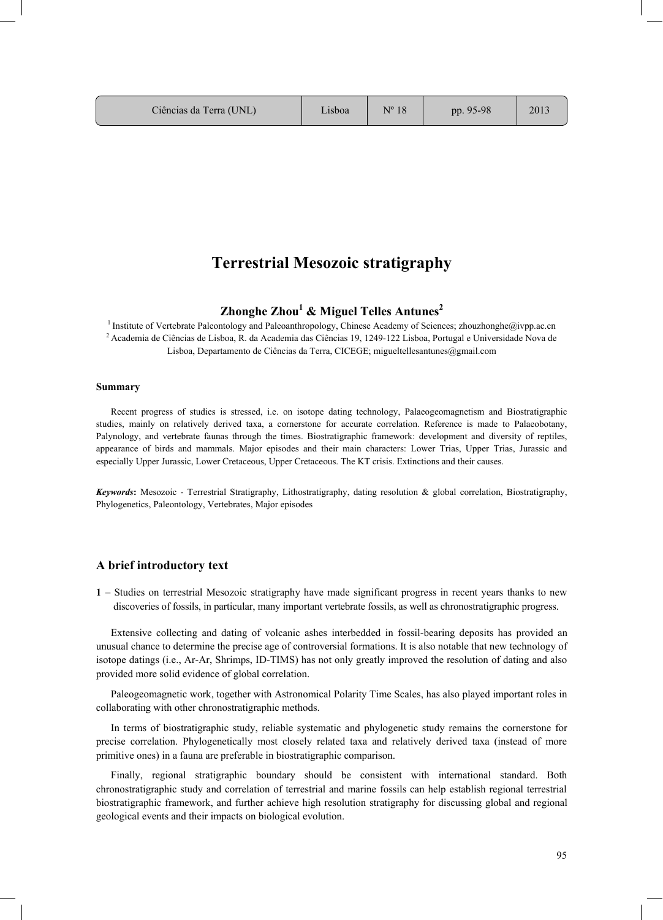# Terrestrial Mesozoic stratigraphy

## Zhonghe Zhou[1] & Miguel Telles Antunes[2]

[1] Institute of Vertebrate Paleontology and Paleoanthropology, Chinese Academy of Sciences; zhouzhonghe@ivpp.ac.cn
[2] Academia de Ciências de Lisboa, R. da Academia das Ciências 19, 1249-122 Lisboa, Portugal e Universidade Nova de Lisboa, Departamento de Ciências da Terra, CICEGE; migueltellesantunes@gmail.com

### Summary

Recent progress of studies is stressed, i.e. on isotope dating technology, Palaeogeomagnetism and Biostratigraphic studies, mainly on relatively derived taxa, a cornerstone for accurate correlation. Reference is made to Palaeobotany, Palynology, and vertebrate faunas through the times. Biostratigraphic framework: development and diversity of reptiles, appearance of birds and mammals. Major episodes and their main characters: Lower Trias, Upper Trias, Jurassic and especially Upper Jurassic, Lower Cretaceous, Upper Cretaceous. The KT crisis. Extinctions and their causes.

***Keywords*:** Mesozoic - Terrestrial Stratigraphy, Lithostratigraphy, dating resolution & global correlation, Biostratigraphy, Phylogenetics, Paleontology, Vertebrates, Major episodes

## A brief introductory text

**1** – Studies on terrestrial Mesozoic stratigraphy have made significant progress in recent years thanks to new discoveries of fossils, in particular, many important vertebrate fossils, as well as chronostratigraphic progress.

Extensive collecting and dating of volcanic ashes interbedded in fossil-bearing deposits has provided an unusual chance to determine the precise age of controversial formations. It is also notable that new technology of isotope datings (i.e., Ar-Ar, Shrimps, ID-TIMS) has not only greatly improved the resolution of dating and also provided more solid evidence of global correlation.

Paleogeomagnetic work, together with Astronomical Polarity Time Scales, has also played important roles in collaborating with other chronostratigraphic methods.

In terms of biostratigraphic study, reliable systematic and phylogenetic study remains the cornerstone for precise correlation. Phylogenetically most closely related taxa and relatively derived taxa (instead of more primitive ones) in a fauna are preferable in biostratigraphic comparison.

Finally, regional stratigraphic boundary should be consistent with international standard. Both chronostratigraphic study and correlation of terrestrial and marine fossils can help establish regional terrestrial biostratigraphic framework, and further achieve high resolution stratigraphy for discussing global and regional geological events and their impacts on biological evolution.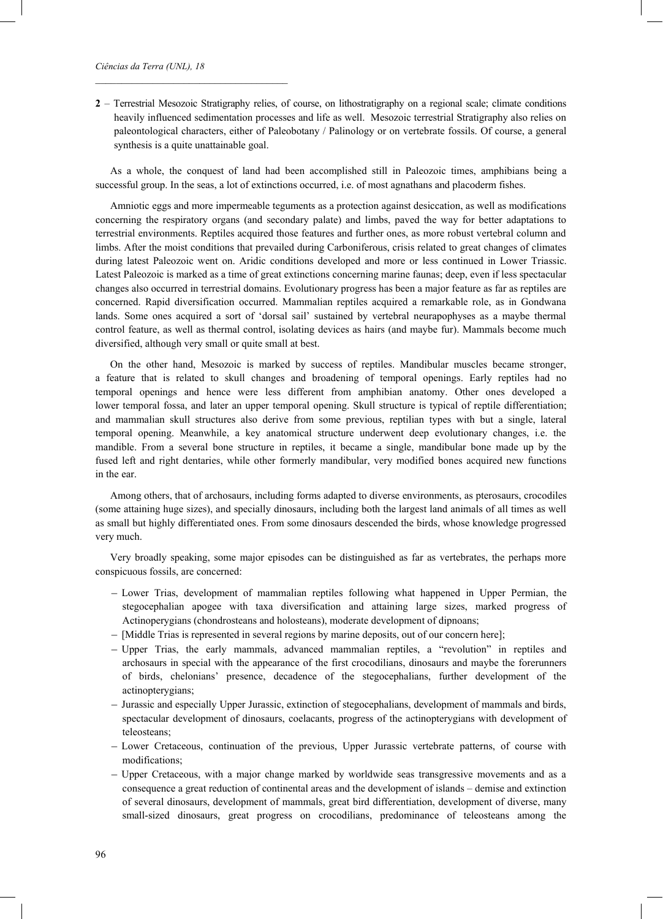**2** – Terrestrial Mesozoic Stratigraphy relies, of course, on lithostratigraphy on a regional scale; climate conditions heavily influenced sedimentation processes and life as well. Mesozoic terrestrial Stratigraphy also relies on paleontological characters, either of Paleobotany / Palinology or on vertebrate fossils. Of course, a general synthesis is a quite unattainable goal.

As a whole, the conquest of land had been accomplished still in Paleozoic times, amphibians being a successful group. In the seas, a lot of extinctions occurred, i.e. of most agnathans and placoderm fishes.

Amniotic eggs and more impermeable teguments as a protection against desiccation, as well as modifications concerning the respiratory organs (and secondary palate) and limbs, paved the way for better adaptations to terrestrial environments. Reptiles acquired those features and further ones, as more robust vertebral column and limbs. After the moist conditions that prevailed during Carboniferous, crisis related to great changes of climates during latest Paleozoic went on. Aridic conditions developed and more or less continued in Lower Triassic. Latest Paleozoic is marked as a time of great extinctions concerning marine faunas; deep, even if less spectacular changes also occurred in terrestrial domains. Evolutionary progress has been a major feature as far as reptiles are concerned. Rapid diversification occurred. Mammalian reptiles acquired a remarkable role, as in Gondwana lands. Some ones acquired a sort of 'dorsal sail' sustained by vertebral neurapophyses as a maybe thermal control feature, as well as thermal control, isolating devices as hairs (and maybe fur). Mammals become much diversified, although very small or quite small at best.

On the other hand, Mesozoic is marked by success of reptiles. Mandibular muscles became stronger, a feature that is related to skull changes and broadening of temporal openings. Early reptiles had no temporal openings and hence were less different from amphibian anatomy. Other ones developed a lower temporal fossa, and later an upper temporal opening. Skull structure is typical of reptile differentiation; and mammalian skull structures also derive from some previous, reptilian types with but a single, lateral temporal opening. Meanwhile, a key anatomical structure underwent deep evolutionary changes, i.e. the mandible. From a several bone structure in reptiles, it became a single, mandibular bone made up by the fused left and right dentaries, while other formerly mandibular, very modified bones acquired new functions in the ear.

Among others, that of archosaurs, including forms adapted to diverse environments, as pterosaurs, crocodiles (some attaining huge sizes), and specially dinosaurs, including both the largest land animals of all times as well as small but highly differentiated ones. From some dinosaurs descended the birds, whose knowledge progressed very much.

Very broadly speaking, some major episodes can be distinguished as far as vertebrates, the perhaps more conspicuous fossils, are concerned:

- Lower Trias, development of mammalian reptiles following what happened in Upper Permian, the stegocephalian apogee with taxa diversification and attaining large sizes, marked progress of Actinoperygians (chondrosteans and holosteans), moderate development of dipnoans;
- [Middle Trias is represented in several regions by marine deposits, out of our concern here];
- Upper Trias, the early mammals, advanced mammalian reptiles, a "revolution" in reptiles and archosaurs in special with the appearance of the first crocodilians, dinosaurs and maybe the forerunners of birds, chelonians' presence, decadence of the stegocephalians, further development of the actinopterygians;
- Jurassic and especially Upper Jurassic, extinction of stegocephalians, development of mammals and birds, spectacular development of dinosaurs, coelacants, progress of the actinopterygians with development of teleosteans;
- Lower Cretaceous, continuation of the previous, Upper Jurassic vertebrate patterns, of course with modifications;
- Upper Cretaceous, with a major change marked by worldwide seas transgressive movements and as a consequence a great reduction of continental areas and the development of islands – demise and extinction of several dinosaurs, development of mammals, great bird differentiation, development of diverse, many small-sized dinosaurs, great progress on crocodilians, predominance of teleosteans among the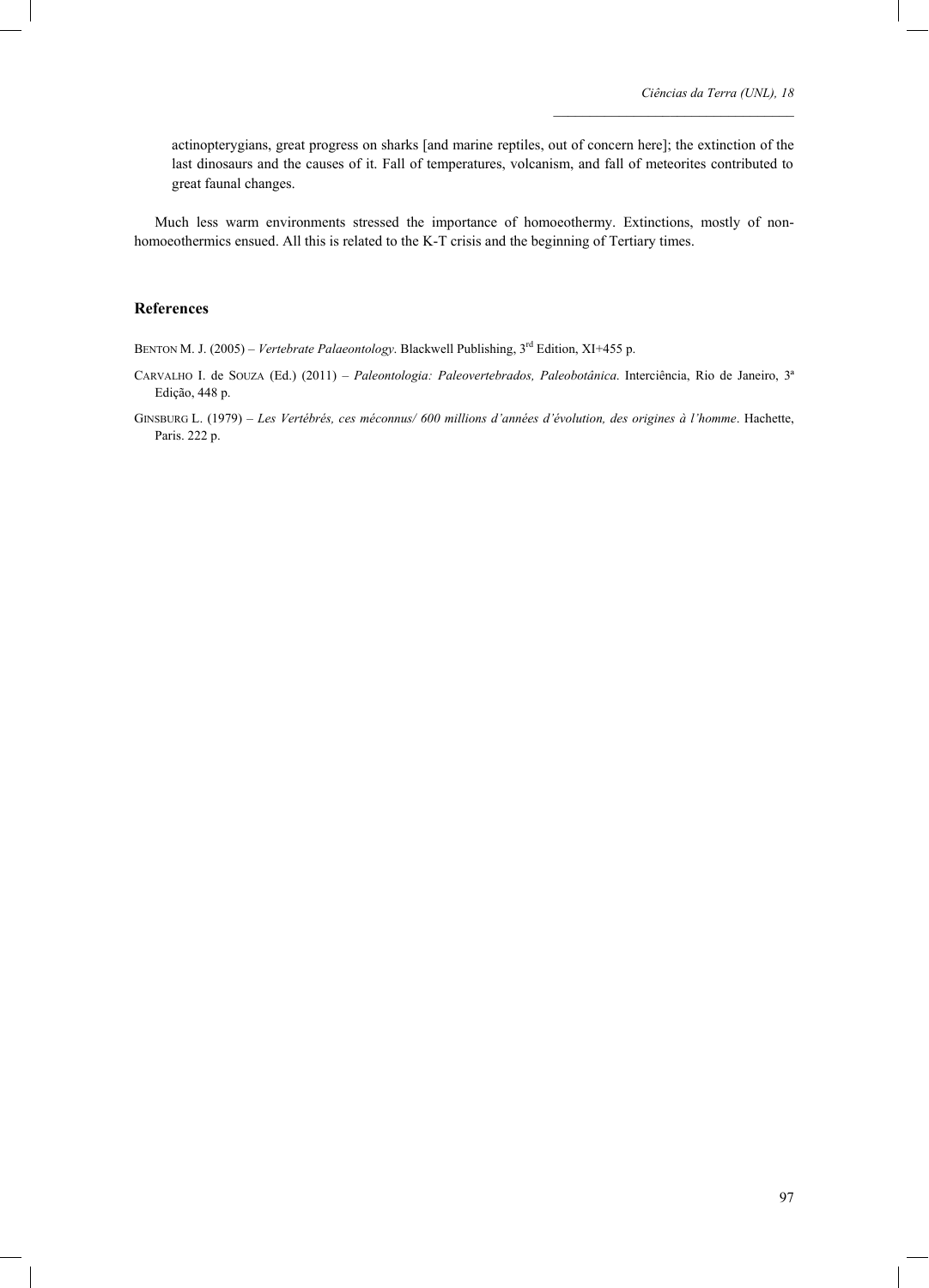actinopterygians, great progress on sharks [and marine reptiles, out of concern here]; the extinction of the last dinosaurs and the causes of it. Fall of temperatures, volcanism, and fall of meteorites contributed to great faunal changes.

Much less warm environments stressed the importance of homoeothermy. Extinctions, mostly of non-homoeothermics ensued. All this is related to the K-T crisis and the beginning of Tertiary times.

## References

BENTON M. J. (2005) – *Vertebrate Palaeontology*. Blackwell Publishing, 3rd Edition, XI+455 p.

CARVALHO I. de SOUZA (Ed.) (2011) – *Paleontologia: Paleovertebrados, Paleobotânica*. Interciência, Rio de Janeiro, 3ª Edição, 448 p.

GINSBURG L. (1979) – *Les Vertébrés, ces méconnus/ 600 millions d'années d'évolution, des origines à l'homme*. Hachette, Paris. 222 p.